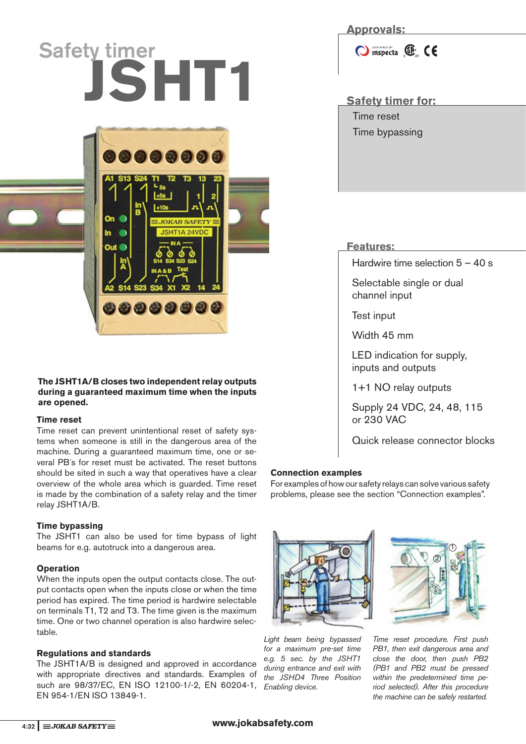# Safety timer JSHT1

## Approvals:

## Safety timer for:

Time reset

Time bypassing

## Features:

Hardwire time selection 5 – 40 s

Selectable single or dual channel input

Test input

Width 45 mm

LED indication for supply, inputs and outputs

1+1 NO relay outputs

Supply 24 VDC, 24, 48, 115 or 230 VAC

Quick release connector blocks

**The JSHT1A/B closes two independent relay outputs during a guaranteed maximum time when the inputs are opened.**

### Time reset

Time reset can prevent unintentional reset of safety systems when someone is still in the dangerous area of the machine. During a guaranteed maximum time, one or several PB´s for reset must be activated. The reset buttons should be sited in such a way that operatives have a clear overview of the whole area which is guarded. Time reset is made by the combination of a safety relay and the timer relay JSHT1A/B.

### Time bypassing

The JSHT1 can also be used for time bypass of light beams for e.g. autotruck into a dangerous area.

### Operation

When the inputs open the output contacts close. The output contacts open when the inputs close or when the time period has expired. The time period is hardwire selectable on terminals T1, T2 and T3. The time given is the maximum time. One or two channel operation is also hardwire selectable.

### Regulations and standards

The JSHT1A/B is designed and approved in accordance with appropriate directives and standards. Examples of such are 98/37/EC, EN ISO 12100-1/-2, EN 60204-1, EN 954-1/EN ISO 13849-1.

### Connection examples

For examples of how our safety relays can solve various safety problems, please see the section “Connection examples”.

*Light beam being bypassed for a maximum pre-set time e.g. 5 sec. by the JSHT1 during entrance and exit with the JSHD4 Three Position Enabling device.*

*Time reset procedure. First push PB1, then exit dangerous area and close the door, then push PB2 (PB1 and PB2 must be pressed within the predetermined time period selected). After this procedure the machine can be safely restarted.*

www.jokabsafety.com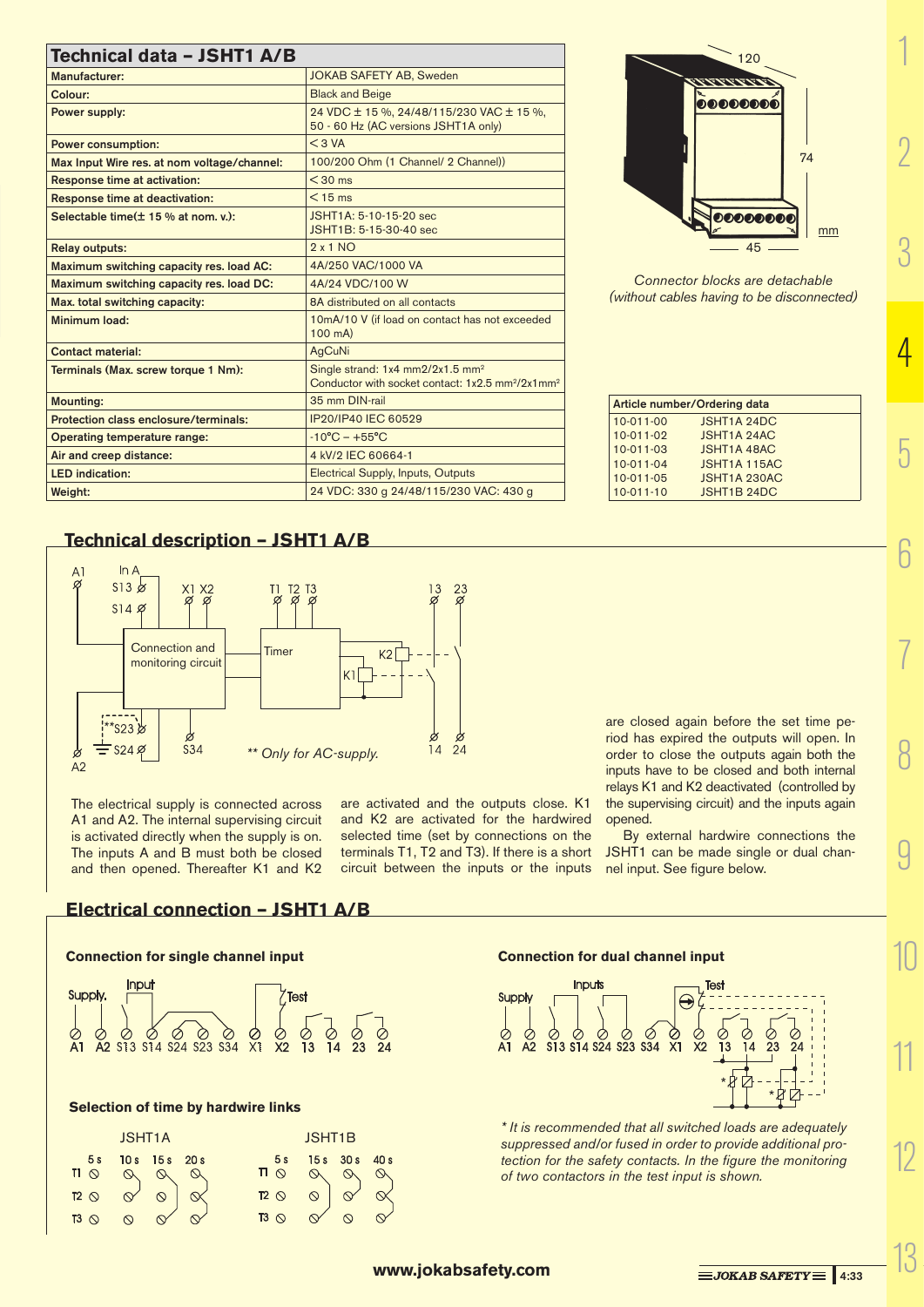## Technical data – JSHT1 A/B

| | |
|---|---|
| **Manufacturer:** | JOKAB SAFETY AB, Sweden |
| **Colour:** | Black and Beige |
| **Power supply:** | 24 VDC ± 15 %, 24/48/115/230 VAC ± 15 %, 50 - 60 Hz (AC versions JSHT1A only) |
| **Power consumption:** | < 3 VA |
| **Max Input Wire res. at nom voltage/channel:** | 100/200 Ohm (1 Channel/ 2 Channel)) |
| **Response time at activation:** | < 30 ms |
| **Response time at deactivation:** | < 15 ms |
| **Selectable time(± 15 % at nom. v.):** | JSHT1A: 5-10-15-20 sec<br>JSHT1B: 5-15-30-40 sec |
| **Relay outputs:** | 2 x 1 NO |
| **Maximum switching capacity res. load AC:** | 4A/250 VAC/1000 VA |
| **Maximum switching capacity res. load DC:** | 4A/24 VDC/100 W |
| **Max. total switching capacity:** | 8A distributed on all contacts |
| **Minimum load:** | 10mA/10 V (if load on contact has not exceeded 100 mA) |
| **Contact material:** | AgCuNi |
| **Terminals (Max. screw torque 1 Nm):** | Single strand: 1x4 mm2/2x1.5 mm²<br>Conductor with socket contact: 1x2.5 mm²/2x1mm² |
| **Mounting:** | 35 mm DIN-rail |
| **Protection class enclosure/terminals:** | IP20/IP40 IEC 60529 |
| **Operating temperature range:** | -10°C – +55°C |
| **Air and creep distance:** | 4 kV/2 IEC 60664-1 |
| **LED indication:** | Electrical Supply, Inputs, Outputs |
| **Weight:** | 24 VDC: 330 g 24/48/115/230 VAC: 430 g |

120

74

45

mm

*Connector blocks are detachable (without cables having to be disconnected)*

| Article number/Ordering data | |
|---|---|
| 10-011-00 | JSHT1A 24DC |
| 10-011-02 | JSHT1A 24AC |
| 10-011-03 | JSHT1A 48AC |
| 10-011-04 | JSHT1A 115AC |
| 10-011-05 | JSHT1A 230AC |
| 10-011-10 | JSHT1B 24DC |

## Technical description – JSHT1 A/B

A1 In A S13 S14 X1 X2 T1 T2 T3 13 23

Connection and monitoring circuit

Timer

K2 K1

**S23 S24 S34 14 24

A2

*** Only for AC-supply.*

The electrical supply is connected across A1 and A2. The internal supervising circuit is activated directly when the supply is on. The inputs A and B must both be closed and then opened. Thereafter K1 and K2 are activated and the outputs close. K1 and K2 are activated for the hardwired selected time (set by connections on the terminals T1, T2 and T3). If there is a short circuit between the inputs or the inputs are closed again before the set time period has expired the outputs will open. In order to close the outputs again both the inputs have to be closed and both internal relays K1 and K2 deactivated (controlled by the supervising circuit) and the inputs again opened.

By external hardwire connections the JSHT1 can be made single or dual channel input. See figure below.

## Electrical connection – JSHT1 A/B

### Connection for single channel input

Supply, Input, Test

A1 A2 S13 S14 S24 S23 S34 X1 X2 13 14 23 24

### Connection for dual channel input

Supply, Inputs, Test

A1 A2 S13 S14 S24 S23 S34 X1 X2 13 14 23 24

### Selection of time by hardwire links

JSHT1A

5 s 10 s 15 s 20 s

T1 T2 T3

JSHT1B

5 s 15 s 30 s 40 s

T1 T2 T3

*\* It is recommended that all switched loads are adequately suppressed and/or fused in order to provide additional protection for the safety contacts. In the figure the monitoring of two contactors in the test input is shown.*